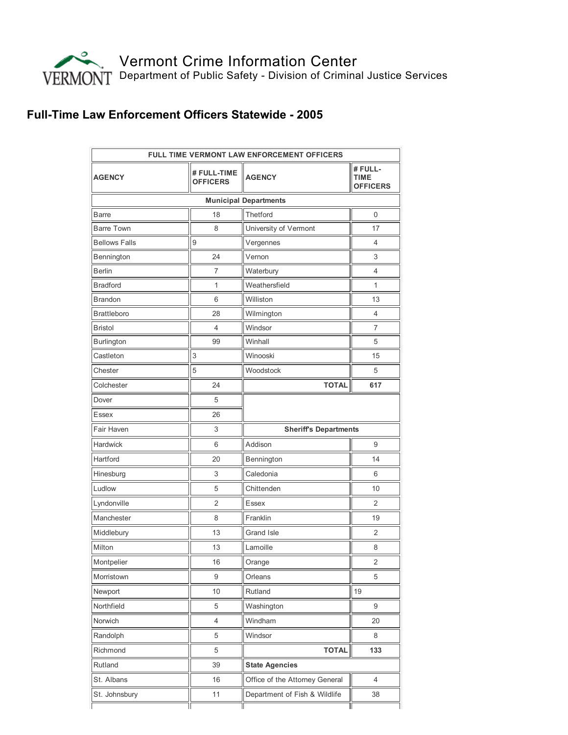Vermont Crime Information Center

Department of Public Safety - Division of Criminal Justice Services

## Full-Time Law Enforcement Officers Statewide - 2005

| FULL TIME VERMONT LAW ENFORCEMENT OFFICERS | | | |
|---|---|---|---|
| **AGENCY** | **# FULL-TIME OFFICERS** | **AGENCY** | **# FULL-TIME OFFICERS** |
| **Municipal Departments** | | | |
| Barre | 18 | Thetford | 0 |
| Barre Town | 8 | University of Vermont | 17 |
| Bellows Falls | 9 | Vergennes | 4 |
| Bennington | 24 | Vernon | 3 |
| Berlin | 7 | Waterbury | 4 |
| Bradford | 1 | Weathersfield | 1 |
| Brandon | 6 | Williston | 13 |
| Brattleboro | 28 | Wilmington | 4 |
| Bristol | 4 | Windsor | 7 |
| Burlington | 99 | Winhall | 5 |
| Castleton | 3 | Winooski | 15 |
| Chester | 5 | Woodstock | 5 |
| Colchester | 24 | **TOTAL** | **617** |
| Dover | 5 | | |
| Essex | 26 | | |
| Fair Haven | 3 | **Sheriff's Departments** | |
| Hardwick | 6 | Addison | 9 |
| Hartford | 20 | Bennington | 14 |
| Hinesburg | 3 | Caledonia | 6 |
| Ludlow | 5 | Chittenden | 10 |
| Lyndonville | 2 | Essex | 2 |
| Manchester | 8 | Franklin | 19 |
| Middlebury | 13 | Grand Isle | 2 |
| Milton | 13 | Lamoille | 8 |
| Montpelier | 16 | Orange | 2 |
| Morristown | 9 | Orleans | 5 |
| Newport | 10 | Rutland | 19 |
| Northfield | 5 | Washington | 9 |
| Norwich | 4 | Windham | 20 |
| Randolph | 5 | Windsor | 8 |
| Richmond | 5 | **TOTAL** | **133** |
| Rutland | 39 | **State Agencies** | |
| St. Albans | 16 | Office of the Attorney General | 4 |
| St. Johnsbury | 11 | Department of Fish & Wildlife | 38 |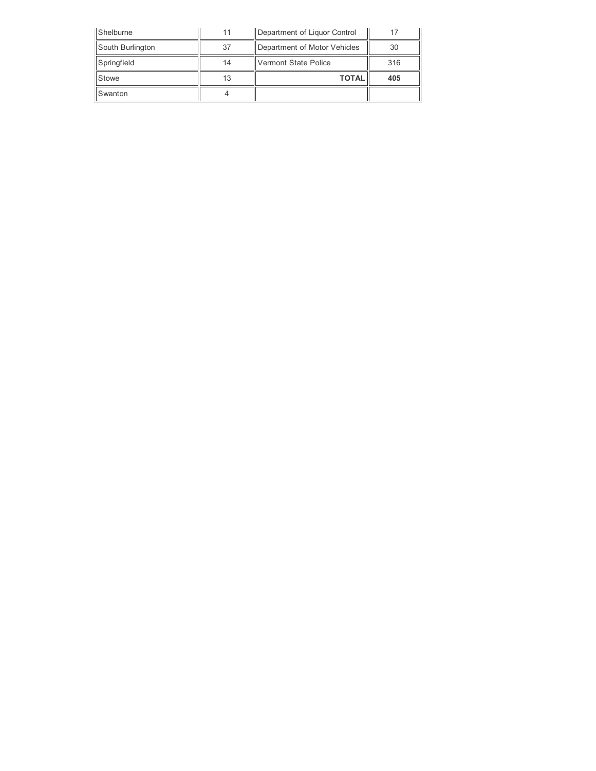| | | | |
|---|---|---|---|
| Shelburne | 11 | Department of Liquor Control | 17 |
| South Burlington | 37 | Department of Motor Vehicles | 30 |
| Springfield | 14 | Vermont State Police | 316 |
| Stowe | 13 | **TOTAL** | **405** |
| Swanton | 4 | | |